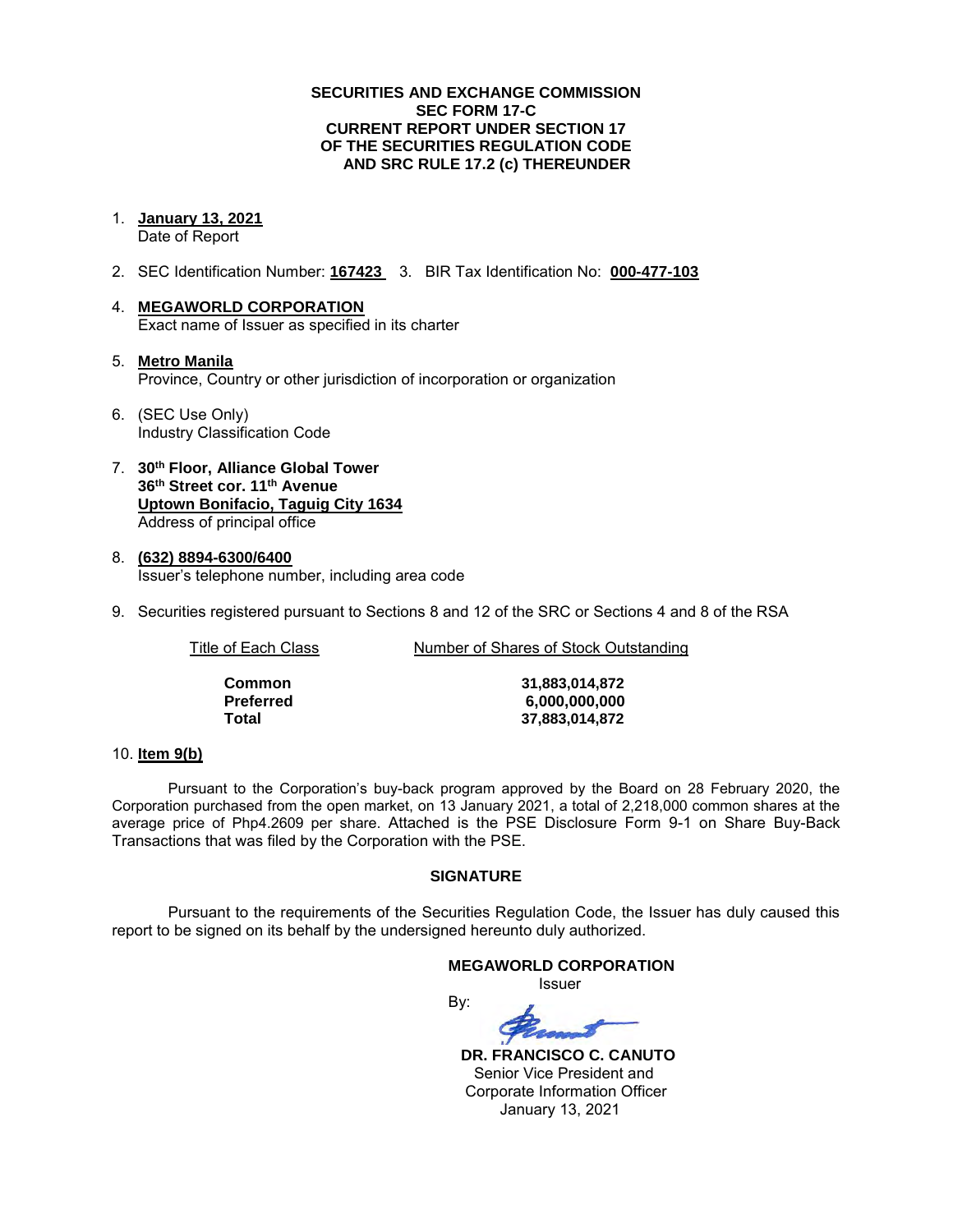**SECURITIES AND EXCHANGE COMMISSION**
**SEC FORM 17-C**
**CURRENT REPORT UNDER SECTION 17**
**OF THE SECURITIES REGULATION CODE**
**AND SRC RULE 17.2 (c) THEREUNDER**

1. **January 13, 2021**
   Date of Report

2. SEC Identification Number: **167423** 3. BIR Tax Identification No: **000-477-103**

4. **MEGAWORLD CORPORATION**
   Exact name of Issuer as specified in its charter

5. **Metro Manila**
   Province, Country or other jurisdiction of incorporation or organization

6. (SEC Use Only)
   Industry Classification Code

7. **30th Floor, Alliance Global Tower**
   **36th Street cor. 11th Avenue**
   **Uptown Bonifacio, Taguig City 1634**
   Address of principal office

8. **(632) 8894-6300/6400**
   Issuer's telephone number, including area code

9. Securities registered pursuant to Sections 8 and 12 of the SRC or Sections 4 and 8 of the RSA

| Title of Each Class | Number of Shares of Stock Outstanding |
|---|---|
| **Common** | **31,883,014,872** |
| **Preferred** | **6,000,000,000** |
| **Total** | **37,883,014,872** |

10. **Item 9(b)**

Pursuant to the Corporation's buy-back program approved by the Board on 28 February 2020, the Corporation purchased from the open market, on 13 January 2021, a total of 2,218,000 common shares at the average price of Php4.2609 per share. Attached is the PSE Disclosure Form 9-1 on Share Buy-Back Transactions that was filed by the Corporation with the PSE.

**SIGNATURE**

Pursuant to the requirements of the Securities Regulation Code, the Issuer has duly caused this report to be signed on its behalf by the undersigned hereunto duly authorized.

**MEGAWORLD CORPORATION**
Issuer

By:

**DR. FRANCISCO C. CANUTO**
Senior Vice President and
Corporate Information Officer
January 13, 2021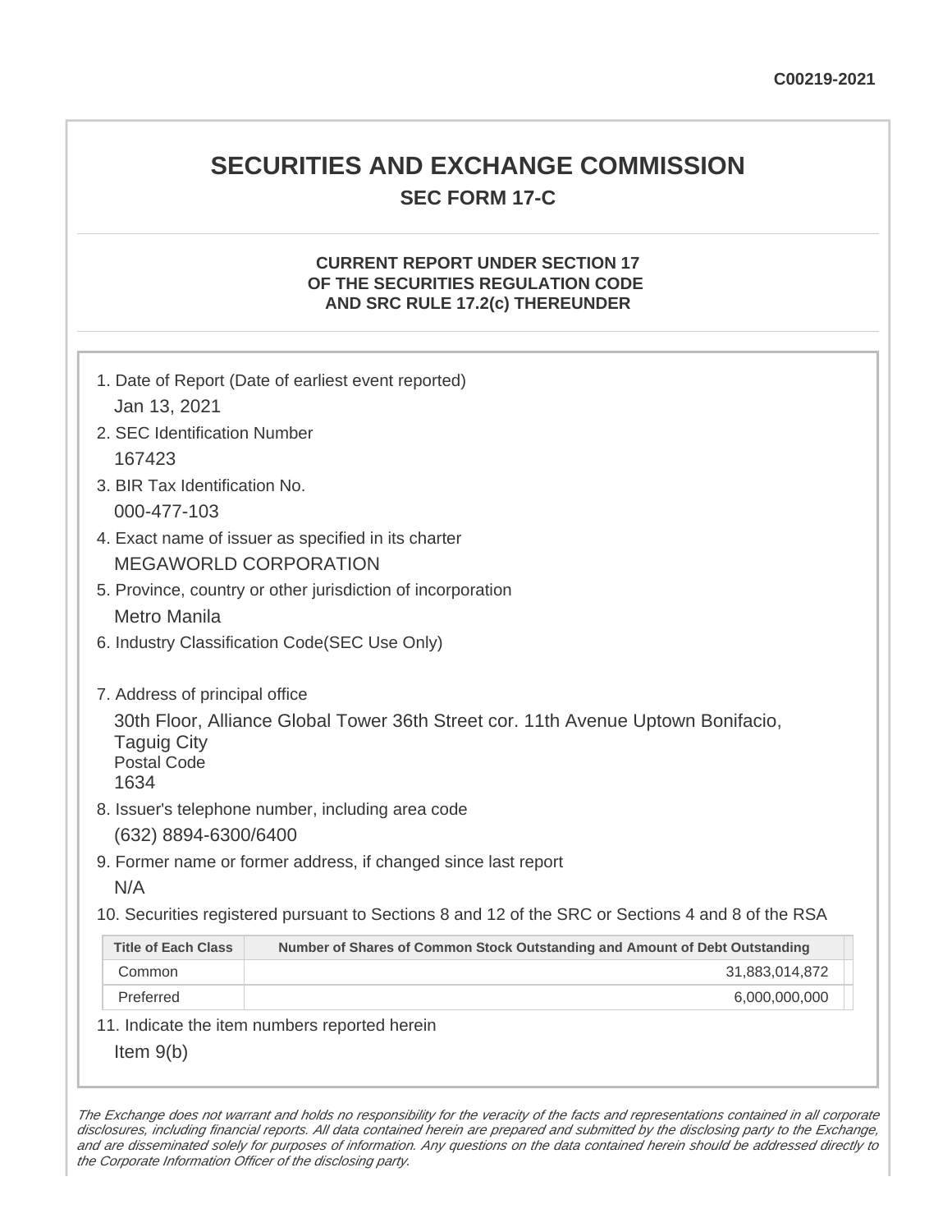C00219-2021

# SECURITIES AND EXCHANGE COMMISSION

## SEC FORM 17-C

### CURRENT REPORT UNDER SECTION 17 OF THE SECURITIES REGULATION CODE AND SRC RULE 17.2(c) THEREUNDER

1. Date of Report (Date of earliest event reported)
   Jan 13, 2021
2. SEC Identification Number
   167423
3. BIR Tax Identification No.
   000-477-103
4. Exact name of issuer as specified in its charter
   MEGAWORLD CORPORATION
5. Province, country or other jurisdiction of incorporation
   Metro Manila
6. Industry Classification Code(SEC Use Only)

7. Address of principal office
   30th Floor, Alliance Global Tower 36th Street cor. 11th Avenue Uptown Bonifacio, Taguig City
   Postal Code
   1634
8. Issuer's telephone number, including area code
   (632) 8894-6300/6400
9. Former name or former address, if changed since last report
   N/A
10. Securities registered pursuant to Sections 8 and 12 of the SRC or Sections 4 and 8 of the RSA

| Title of Each Class | Number of Shares of Common Stock Outstanding and Amount of Debt Outstanding |
|---|---|
| Common | 31,883,014,872 |
| Preferred | 6,000,000,000 |

11. Indicate the item numbers reported herein
    Item 9(b)

*The Exchange does not warrant and holds no responsibility for the veracity of the facts and representations contained in all corporate disclosures, including financial reports. All data contained herein are prepared and submitted by the disclosing party to the Exchange, and are disseminated solely for purposes of information. Any questions on the data contained herein should be addressed directly to the Corporate Information Officer of the disclosing party.*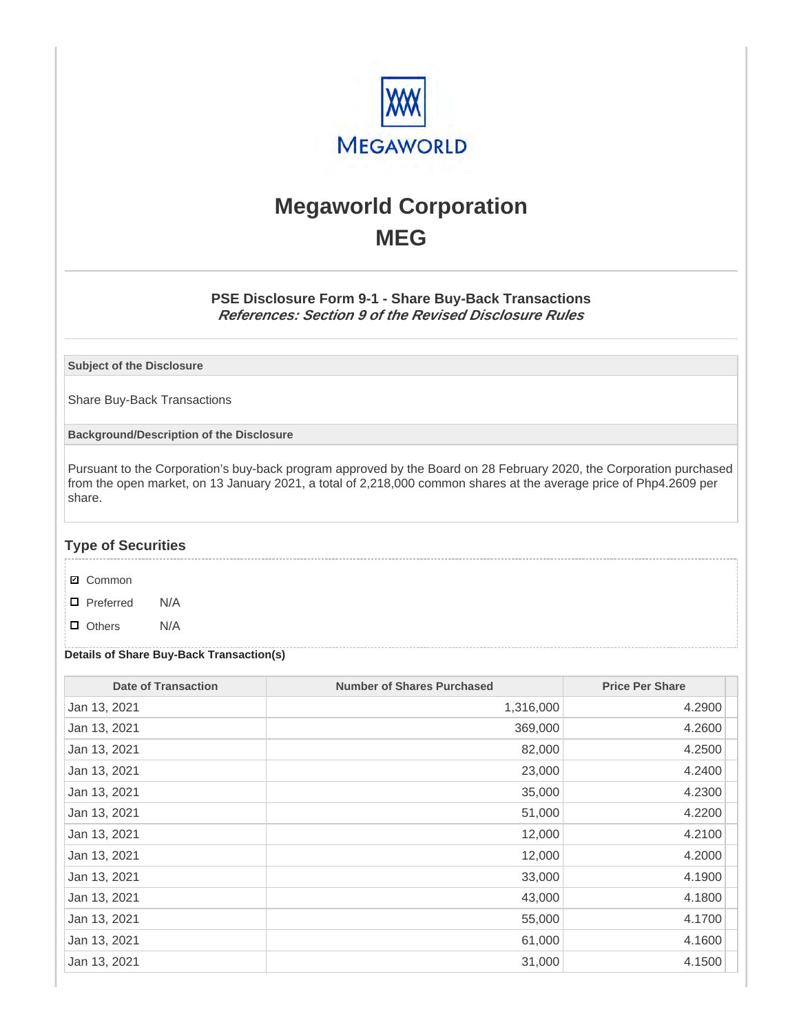# Megaworld Corporation

# MEG

### PSE Disclosure Form 9-1 - Share Buy-Back Transactions

***References: Section 9 of the Revised Disclosure Rules***

**Subject of the Disclosure**

Share Buy-Back Transactions

**Background/Description of the Disclosure**

Pursuant to the Corporation's buy-back program approved by the Board on 28 February 2020, the Corporation purchased from the open market, on 13 January 2021, a total of 2,218,000 common shares at the average price of Php4.2609 per share.

## Type of Securities

- ☑ Common
- ☐ Preferred N/A
- ☐ Others N/A

**Details of Share Buy-Back Transaction(s)**

| Date of Transaction | Number of Shares Purchased | Price Per Share |
|---|---|---|
| Jan 13, 2021 | 1,316,000 | 4.2900 |
| Jan 13, 2021 | 369,000 | 4.2600 |
| Jan 13, 2021 | 82,000 | 4.2500 |
| Jan 13, 2021 | 23,000 | 4.2400 |
| Jan 13, 2021 | 35,000 | 4.2300 |
| Jan 13, 2021 | 51,000 | 4.2200 |
| Jan 13, 2021 | 12,000 | 4.2100 |
| Jan 13, 2021 | 12,000 | 4.2000 |
| Jan 13, 2021 | 33,000 | 4.1900 |
| Jan 13, 2021 | 43,000 | 4.1800 |
| Jan 13, 2021 | 55,000 | 4.1700 |
| Jan 13, 2021 | 61,000 | 4.1600 |
| Jan 13, 2021 | 31,000 | 4.1500 |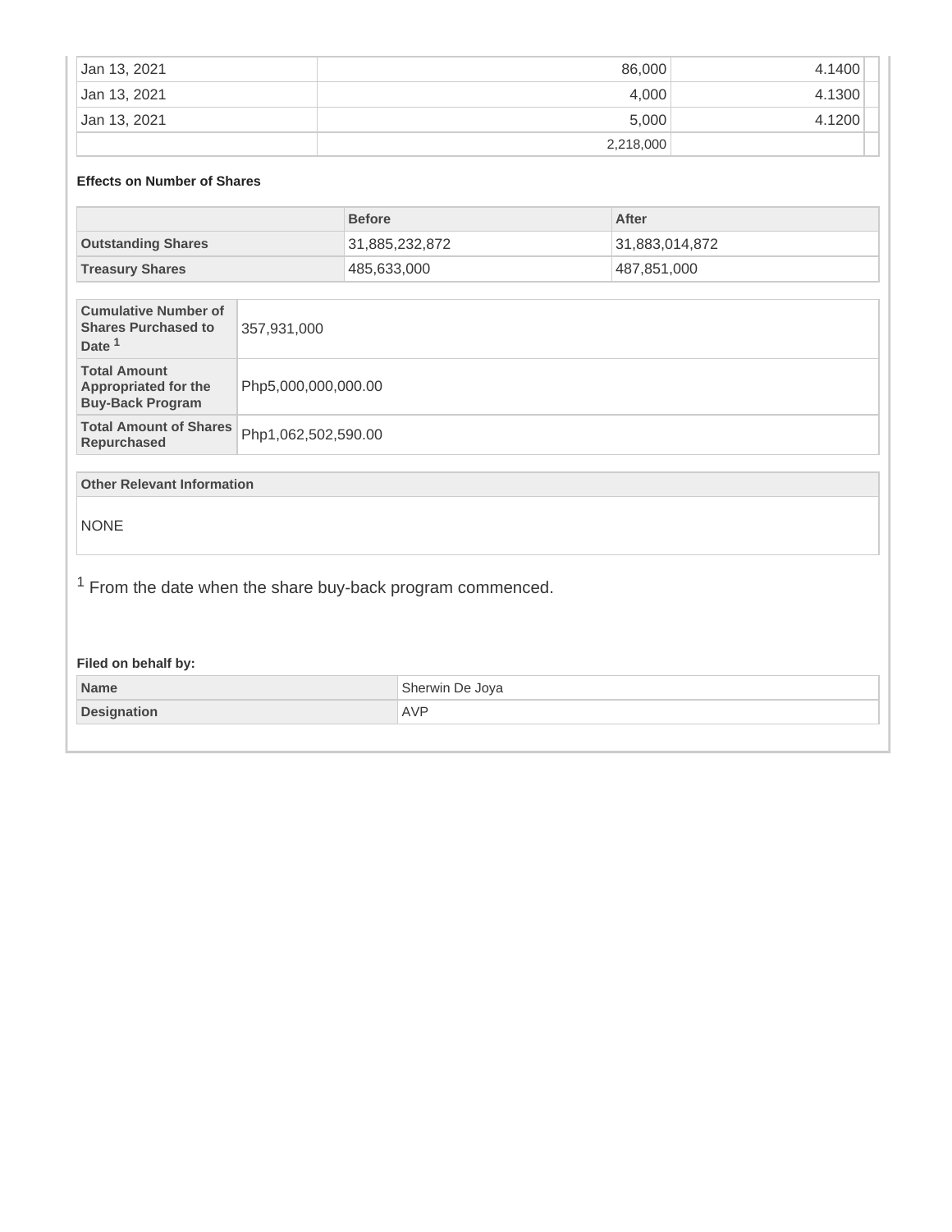| | | | |
|---|---|---|---|
| Jan 13, 2021 | 86,000 | 4.1400 | |
| Jan 13, 2021 | 4,000 | 4.1300 | |
| Jan 13, 2021 | 5,000 | 4.1200 | |
| | 2,218,000 | | |

**Effects on Number of Shares**

| | Before | After |
|---|---|---|
| **Outstanding Shares** | 31,885,232,872 | 31,883,014,872 |
| **Treasury Shares** | 485,633,000 | 487,851,000 |

| | |
|---|---|
| **Cumulative Number of Shares Purchased to Date** [1] | 357,931,000 |
| **Total Amount Appropriated for the Buy-Back Program** | Php5,000,000,000.00 |
| **Total Amount of Shares Repurchased** | Php1,062,502,590.00 |

**Other Relevant Information**

NONE

[1] From the date when the share buy-back program commenced.

**Filed on behalf by:**

| | |
|---|---|
| **Name** | Sherwin De Joya |
| **Designation** | AVP |